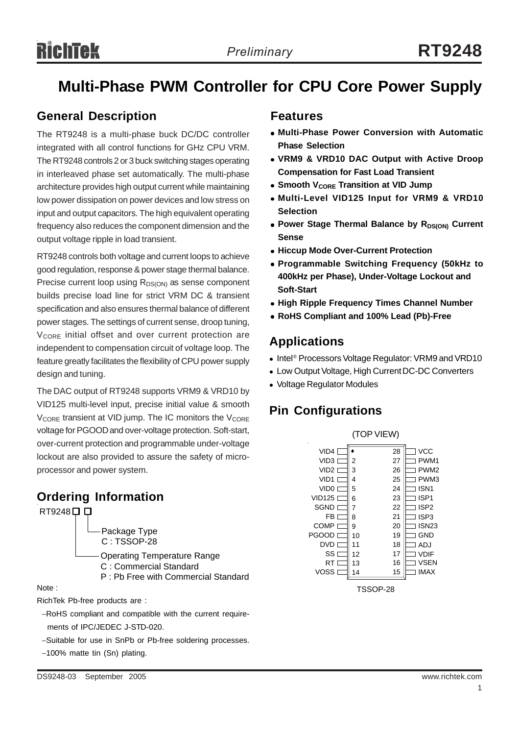# Multi-Phase PWM Controller for CPU Core Power Supply

## General Description

The RT9248 is a multi-phase buck DC/DC controller integrated with all control functions for GHz CPU VRM. The RT9248 controls 2 or 3 buck switching stages operating in interleaved phase set automatically. The multi-phase architecture provides high output current while maintaining low power dissipation on power devices and low stress on input and output capacitors. The high equivalent operating frequency also reduces the component dimension and the output voltage ripple in load transient.

RT9248 controls both voltage and current loops to achieve good regulation, response & power stage thermal balance. Precise current loop using $R_{DS(ON)}$ as sense component builds precise load line for strict VRM DC & transient specification and also ensures thermal balance of different power stages. The settings of current sense, droop tuning, $V_{CORE}$ initial offset and over current protection are independent to compensation circuit of voltage loop. The feature greatly facilitates the flexibility of CPU power supply design and tuning.

The DAC output of RT9248 supports VRM9 & VRD10 by VID125 multi-level input, precise initial value & smooth $V_{CORE}$ transient at VID jump. The IC monitors the $V_{CORE}$ voltage for PGOOD and over-voltage protection. Soft-start, over-current protection and programmable under-voltage lockout are also provided to assure the safety of microprocessor and power system.

## Ordering Information

RT9248□□

- Package Type
  - C : TSSOP-28
- Operating Temperature Range
  - C : Commercial Standard
  - P : Pb Free with Commercial Standard

Note :

RichTek Pb-free products are :

- RoHS compliant and compatible with the current requirements of IPC/JEDEC J-STD-020.
- Suitable for use in SnPb or Pb-free soldering processes.
- 100% matte tin (Sn) plating.

## Features

- **Multi-Phase Power Conversion with Automatic Phase Selection**
- **VRM9 & VRD10 DAC Output with Active Droop Compensation for Fast Load Transient**
- **Smooth $V_{CORE}$ Transition at VID Jump**
- **Multi-Level VID125 Input for VRM9 & VRD10 Selection**
- **Power Stage Thermal Balance by $R_{DS(ON)}$ Current Sense**
- **Hiccup Mode Over-Current Protection**
- **Programmable Switching Frequency (50kHz to 400kHz per Phase), Under-Voltage Lockout and Soft-Start**
- **High Ripple Frequency Times Channel Number**
- **RoHS Compliant and 100% Lead (Pb)-Free**

## Applications

- Intel® Processors Voltage Regulator: VRM9 and VRD10
- Low Output Voltage, High Current DC-DC Converters
- Voltage Regulator Modules

## Pin Configurations

(TOP VIEW)

| Pin | Name | Pin | Name |
|---|---|---|---|
| 1 | VID4 | 28 | VCC |
| 2 | VID3 | 27 | PWM1 |
| 3 | VID2 | 26 | PWM2 |
| 4 | VID1 | 25 | PWM3 |
| 5 | VID0 | 24 | ISN1 |
| 6 | VID125 | 23 | ISP1 |
| 7 | SGND | 22 | ISP2 |
| 8 | FB | 21 | ISP3 |
| 9 | COMP | 20 | ISN23 |
| 10 | PGOOD | 19 | GND |
| 11 | DVD | 18 | ADJ |
| 12 | SS | 17 | VDIF |
| 13 | RT | 16 | VSEN |
| 14 | VOSS | 15 | IMAX |

TSSOP-28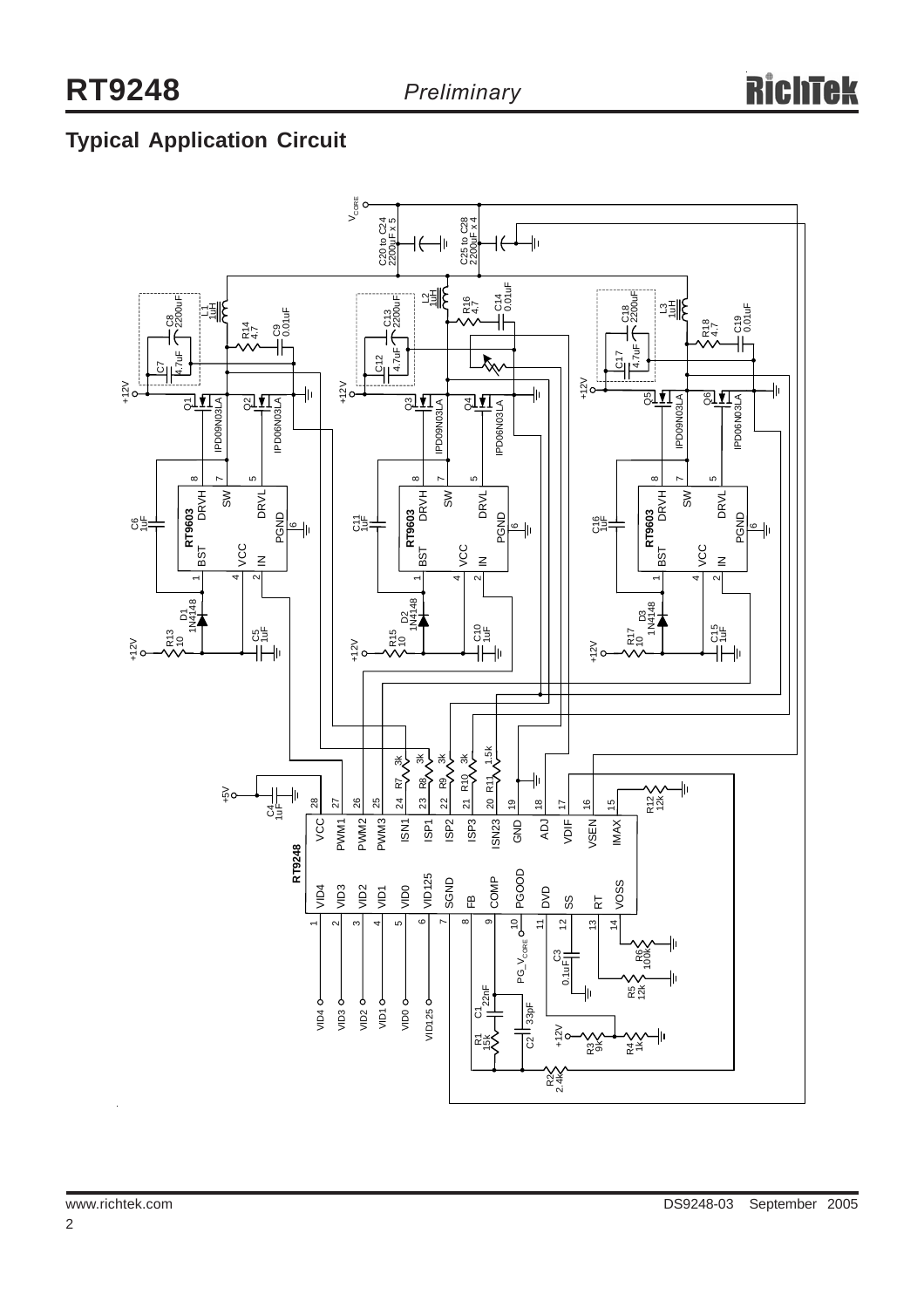## Typical Application Circuit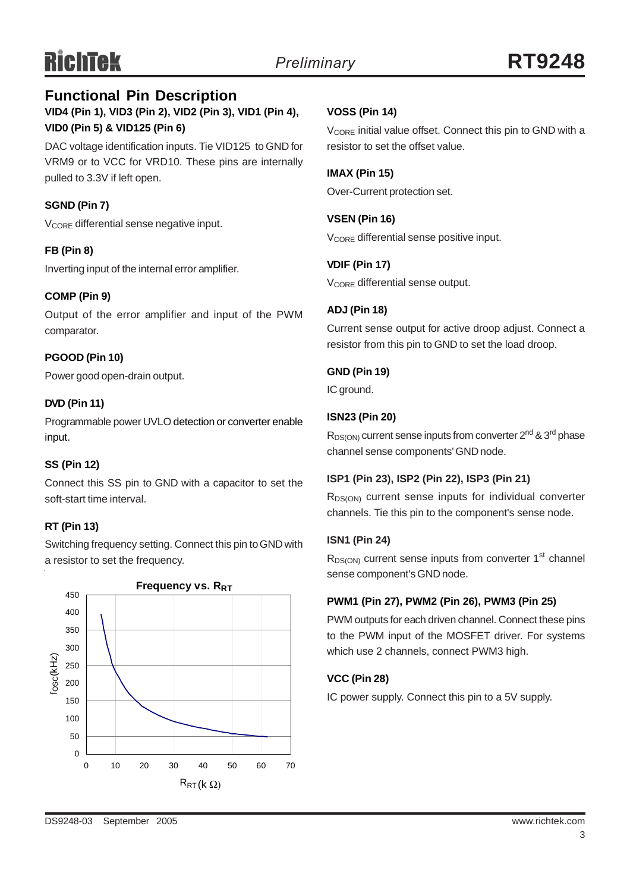## Functional Pin Description

### VID4 (Pin 1), VID3 (Pin 2), VID2 (Pin 3), VID1 (Pin 4), VID0 (Pin 5) & VID125 (Pin 6)

DAC voltage identification inputs. Tie VID125 to GND for VRM9 or to VCC for VRD10. These pins are internally pulled to 3.3V if left open.

### SGND (Pin 7)

$V_{CORE}$ differential sense negative input.

### FB (Pin 8)

Inverting input of the internal error amplifier.

### COMP (Pin 9)

Output of the error amplifier and input of the PWM comparator.

### PGOOD (Pin 10)

Power good open-drain output.

### DVD (Pin 11)

Programmable power UVLO detection or converter enable input.

### SS (Pin 12)

Connect this SS pin to GND with a capacitor to set the soft-start time interval.

### RT (Pin 13)

Switching frequency setting. Connect this pin to GND with a resistor to set the frequency.

**Frequency vs. $R_{RT}$**

(Chart: $f_{OSC}$(kHz) vs. $R_{RT}$ (k Ω); y-axis 0 to 450, x-axis 0 to 70)

### VOSS (Pin 14)

$V_{CORE}$ initial value offset. Connect this pin to GND with a resistor to set the offset value.

### IMAX (Pin 15)

Over-Current protection set.

### VSEN (Pin 16)

$V_{CORE}$ differential sense positive input.

### VDIF (Pin 17)

$V_{CORE}$ differential sense output.

### ADJ (Pin 18)

Current sense output for active droop adjust. Connect a resistor from this pin to GND to set the load droop.

### GND (Pin 19)

IC ground.

### ISN23 (Pin 20)

$R_{DS(ON)}$ current sense inputs from converter 2nd & 3rd phase channel sense components' GND node.

### ISP1 (Pin 23), ISP2 (Pin 22), ISP3 (Pin 21)

$R_{DS(ON)}$ current sense inputs for individual converter channels. Tie this pin to the component's sense node.

### ISN1 (Pin 24)

$R_{DS(ON)}$ current sense inputs from converter 1st channel sense component's GND node.

### PWM1 (Pin 27), PWM2 (Pin 26), PWM3 (Pin 25)

PWM outputs for each driven channel. Connect these pins to the PWM input of the MOSFET driver. For systems which use 2 channels, connect PWM3 high.

### VCC (Pin 28)

IC power supply. Connect this pin to a 5V supply.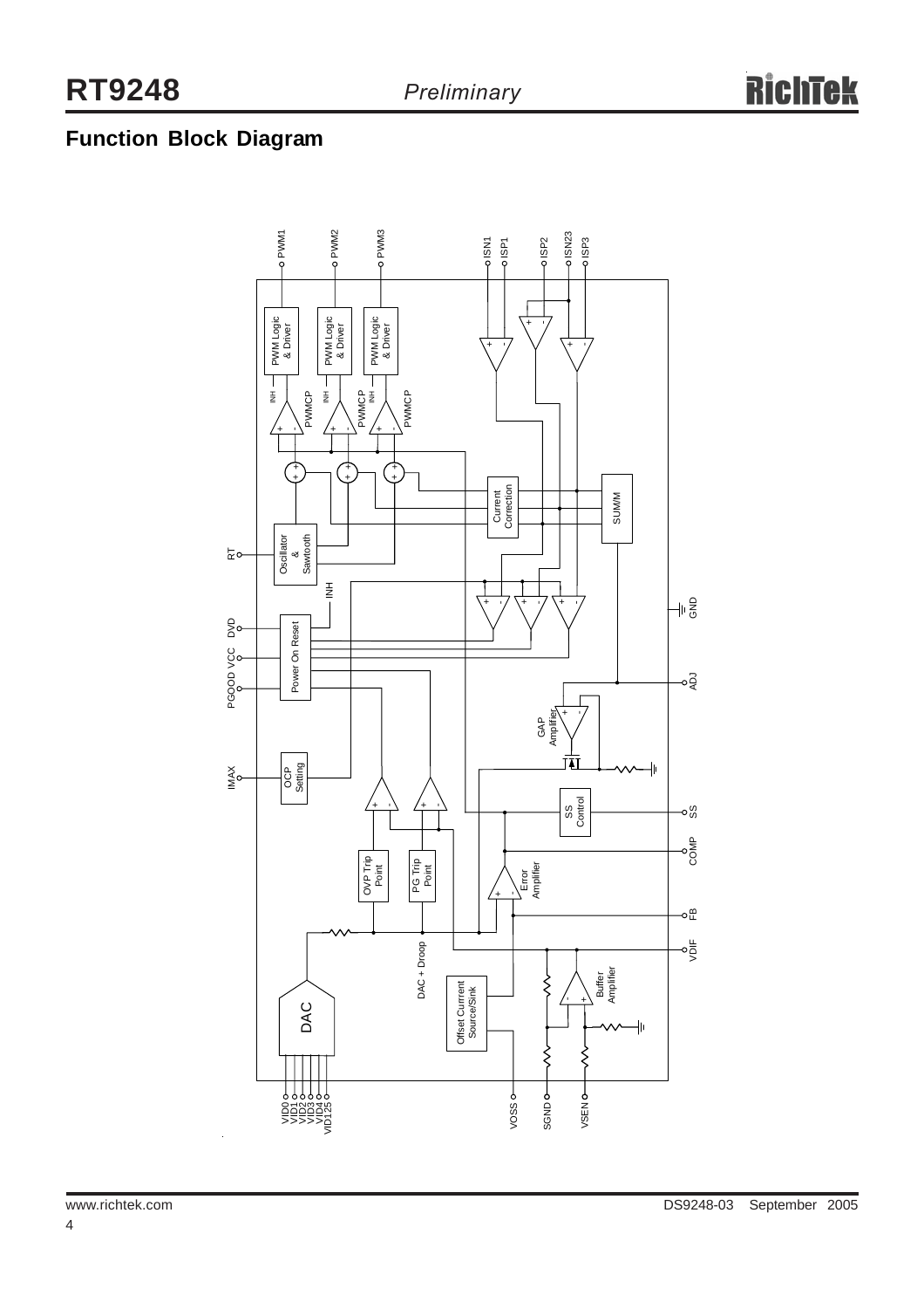## Function Block Diagram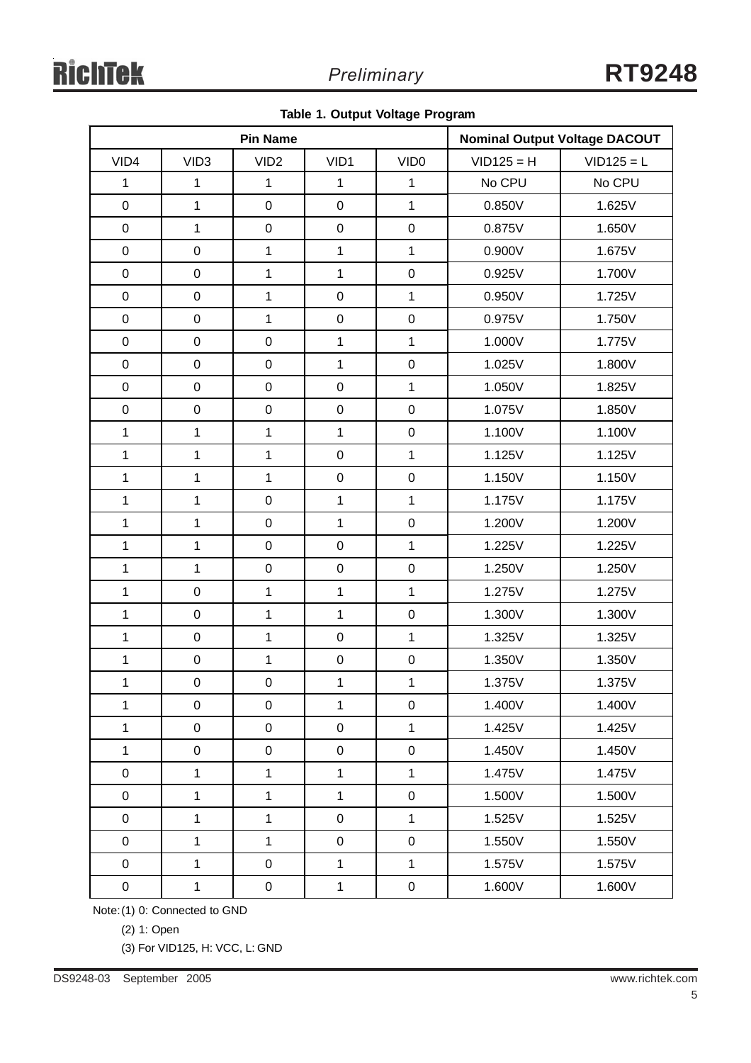**Table 1. Output Voltage Program**

| Pin Name | | | | | Nominal Output Voltage DACOUT | |
|---|---|---|---|---|---|---|
| VID4 | VID3 | VID2 | VID1 | VID0 | VID125 = H | VID125 = L |
| 1 | 1 | 1 | 1 | 1 | No CPU | No CPU |
| 0 | 1 | 0 | 0 | 1 | 0.850V | 1.625V |
| 0 | 1 | 0 | 0 | 0 | 0.875V | 1.650V |
| 0 | 0 | 1 | 1 | 1 | 0.900V | 1.675V |
| 0 | 0 | 1 | 1 | 0 | 0.925V | 1.700V |
| 0 | 0 | 1 | 0 | 1 | 0.950V | 1.725V |
| 0 | 0 | 1 | 0 | 0 | 0.975V | 1.750V |
| 0 | 0 | 0 | 1 | 1 | 1.000V | 1.775V |
| 0 | 0 | 0 | 1 | 0 | 1.025V | 1.800V |
| 0 | 0 | 0 | 0 | 1 | 1.050V | 1.825V |
| 0 | 0 | 0 | 0 | 0 | 1.075V | 1.850V |
| 1 | 1 | 1 | 1 | 0 | 1.100V | 1.100V |
| 1 | 1 | 1 | 0 | 1 | 1.125V | 1.125V |
| 1 | 1 | 1 | 0 | 0 | 1.150V | 1.150V |
| 1 | 1 | 0 | 1 | 1 | 1.175V | 1.175V |
| 1 | 1 | 0 | 1 | 0 | 1.200V | 1.200V |
| 1 | 1 | 0 | 0 | 1 | 1.225V | 1.225V |
| 1 | 1 | 0 | 0 | 0 | 1.250V | 1.250V |
| 1 | 0 | 1 | 1 | 1 | 1.275V | 1.275V |
| 1 | 0 | 1 | 1 | 0 | 1.300V | 1.300V |
| 1 | 0 | 1 | 0 | 1 | 1.325V | 1.325V |
| 1 | 0 | 1 | 0 | 0 | 1.350V | 1.350V |
| 1 | 0 | 0 | 1 | 1 | 1.375V | 1.375V |
| 1 | 0 | 0 | 1 | 0 | 1.400V | 1.400V |
| 1 | 0 | 0 | 0 | 1 | 1.425V | 1.425V |
| 1 | 0 | 0 | 0 | 0 | 1.450V | 1.450V |
| 0 | 1 | 1 | 1 | 1 | 1.475V | 1.475V |
| 0 | 1 | 1 | 1 | 0 | 1.500V | 1.500V |
| 0 | 1 | 1 | 0 | 1 | 1.525V | 1.525V |
| 0 | 1 | 1 | 0 | 0 | 1.550V | 1.550V |
| 0 | 1 | 0 | 1 | 1 | 1.575V | 1.575V |
| 0 | 1 | 0 | 1 | 0 | 1.600V | 1.600V |

Note: (1) 0: Connected to GND

(2) 1: Open

(3) For VID125, H: VCC, L: GND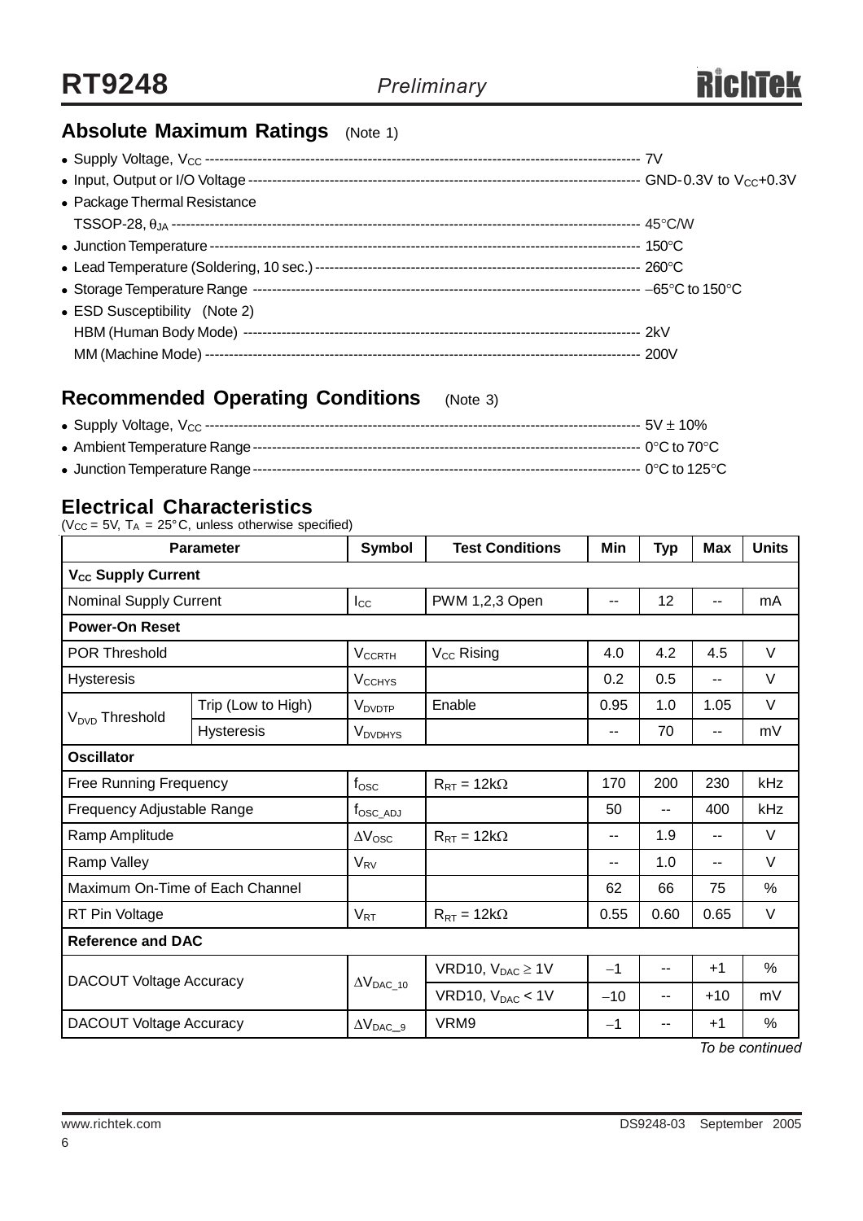## Absolute Maximum Ratings (Note 1)

- Supply Voltage, $V_{CC}$ ------------------------------------------------------------------------------------------------ 7V
- Input, Output or I/O Voltage -------------------------------------------------------------------------------------- GND-0.3V to $V_{CC}$+0.3V
- Package Thermal Resistance
  TSSOP-28, $\theta_{JA}$ ------------------------------------------------------------------------------------------------ 45°C/W
- Junction Temperature --------------------------------------------------------------------------------------------- 150°C
- Lead Temperature (Soldering, 10 sec.) ------------------------------------------------------------------------ 260°C
- Storage Temperature Range -------------------------------------------------------------------------------------- −65°C to 150°C
- ESD Susceptibility (Note 2)
  HBM (Human Body Mode) ---------------------------------------------------------------------------------------- 2kV
  MM (Machine Mode) --------------------------------------------------------------------------------------------- 200V

## Recommended Operating Conditions (Note 3)

- Supply Voltage, $V_{CC}$ ------------------------------------------------------------------------------------------------ 5V ± 10%
- Ambient Temperature Range ------------------------------------------------------------------------------------- 0°C to 70°C
- Junction Temperature Range ------------------------------------------------------------------------------------- 0°C to 125°C

## Electrical Characteristics

($V_{CC}$ = 5V, $T_A$ = 25°C, unless otherwise specified)

| Parameter | | Symbol | Test Conditions | Min | Typ | Max | Units |
|---|---|---|---|---|---|---|---|
| **$V_{CC}$ Supply Current** | | | | | | | |
| Nominal Supply Current | | $I_{CC}$ | PWM 1,2,3 Open | -- | 12 | -- | mA |
| **Power-On Reset** | | | | | | | |
| POR Threshold | | $V_{CCRTH}$ | $V_{CC}$ Rising | 4.0 | 4.2 | 4.5 | V |
| Hysteresis | | $V_{CCHYS}$ | | 0.2 | 0.5 | -- | V |
| $V_{DVD}$ Threshold | Trip (Low to High) | $V_{DVDTP}$ | Enable | 0.95 | 1.0 | 1.05 | V |
| | Hysteresis | $V_{DVDHYS}$ | | -- | 70 | -- | mV |
| **Oscillator** | | | | | | | |
| Free Running Frequency | | $f_{OSC}$ | $R_{RT}$ = 12kΩ | 170 | 200 | 230 | kHz |
| Frequency Adjustable Range | | $f_{OSC\_ADJ}$ | | 50 | -- | 400 | kHz |
| Ramp Amplitude | | $\Delta V_{OSC}$ | $R_{RT}$ = 12kΩ | -- | 1.9 | -- | V |
| Ramp Valley | | $V_{RV}$ | | -- | 1.0 | -- | V |
| Maximum On-Time of Each Channel | | | | 62 | 66 | 75 | % |
| RT Pin Voltage | | $V_{RT}$ | $R_{RT}$ = 12kΩ | 0.55 | 0.60 | 0.65 | V |
| **Reference and DAC** | | | | | | | |
| DACOUT Voltage Accuracy | | $\Delta V_{DAC\_10}$ | VRD10, $V_{DAC} \geq$ 1V | −1 | -- | +1 | % |
| | | | VRD10, $V_{DAC}$ < 1V | −10 | -- | +10 | mV |
| DACOUT Voltage Accuracy | | $\Delta V_{DAC\_9}$ | VRM9 | −1 | -- | +1 | % |

*To be continued*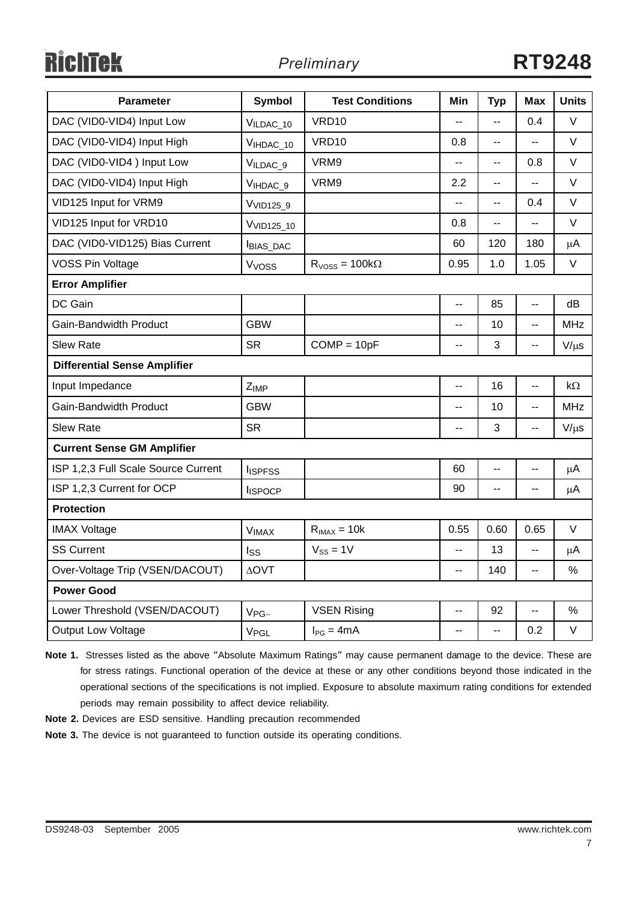| Parameter | Symbol | Test Conditions | Min | Typ | Max | Units |
|---|---|---|---|---|---|---|
| DAC (VID0-VID4) Input Low | $V_{ILDAC\_10}$ | VRD10 | -- | -- | 0.4 | V |
| DAC (VID0-VID4) Input High | $V_{IHDAC\_10}$ | VRD10 | 0.8 | -- | -- | V |
| DAC (VID0-VID4 ) Input Low | $V_{ILDAC\_9}$ | VRM9 | -- | -- | 0.8 | V |
| DAC (VID0-VID4) Input High | $V_{IHDAC\_9}$ | VRM9 | 2.2 | -- | -- | V |
| VID125 Input for VRM9 | $V_{VID125\_9}$ | | -- | -- | 0.4 | V |
| VID125 Input for VRD10 | $V_{VID125\_10}$ | | 0.8 | -- | -- | V |
| DAC (VID0-VID125) Bias Current | $I_{BIAS\_DAC}$ | | 60 | 120 | 180 | μA |
| VOSS Pin Voltage | $V_{VOSS}$ | $R_{VOSS}$ = 100kΩ | 0.95 | 1.0 | 1.05 | V |
| **Error Amplifier** | | | | | | |
| DC Gain | | | -- | 85 | -- | dB |
| Gain-Bandwidth Product | GBW | | -- | 10 | -- | MHz |
| Slew Rate | SR | COMP = 10pF | -- | 3 | -- | V/μs |
| **Differential Sense Amplifier** | | | | | | |
| Input Impedance | $Z_{IMP}$ | | -- | 16 | -- | kΩ |
| Gain-Bandwidth Product | GBW | | -- | 10 | -- | MHz |
| Slew Rate | SR | | -- | 3 | -- | V/μs |
| **Current Sense GM Amplifier** | | | | | | |
| ISP 1,2,3 Full Scale Source Current | $I_{ISPFSS}$ | | 60 | -- | -- | μA |
| ISP 1,2,3 Current for OCP | $I_{ISPOCP}$ | | 90 | -- | -- | μA |
| **Protection** | | | | | | |
| IMAX Voltage | $V_{IMAX}$ | $R_{IMAX}$ = 10k | 0.55 | 0.60 | 0.65 | V |
| SS Current | $I_{SS}$ | $V_{SS}$ = 1V | -- | 13 | -- | μA |
| Over-Voltage Trip (VSEN/DACOUT) | ΔOVT | | -- | 140 | -- | % |
| **Power Good** | | | | | | |
| Lower Threshold (VSEN/DACOUT) | $V_{PG-}$ | VSEN Rising | -- | 92 | -- | % |
| Output Low Voltage | $V_{PGL}$ | $I_{PG}$ = 4mA | -- | -- | 0.2 | V |

**Note 1.** Stresses listed as the above "Absolute Maximum Ratings" may cause permanent damage to the device. These are for stress ratings. Functional operation of the device at these or any other conditions beyond those indicated in the operational sections of the specifications is not implied. Exposure to absolute maximum rating conditions for extended periods may remain possibility to affect device reliability.

**Note 2.** Devices are ESD sensitive. Handling precaution recommended

**Note 3.** The device is not guaranteed to function outside its operating conditions.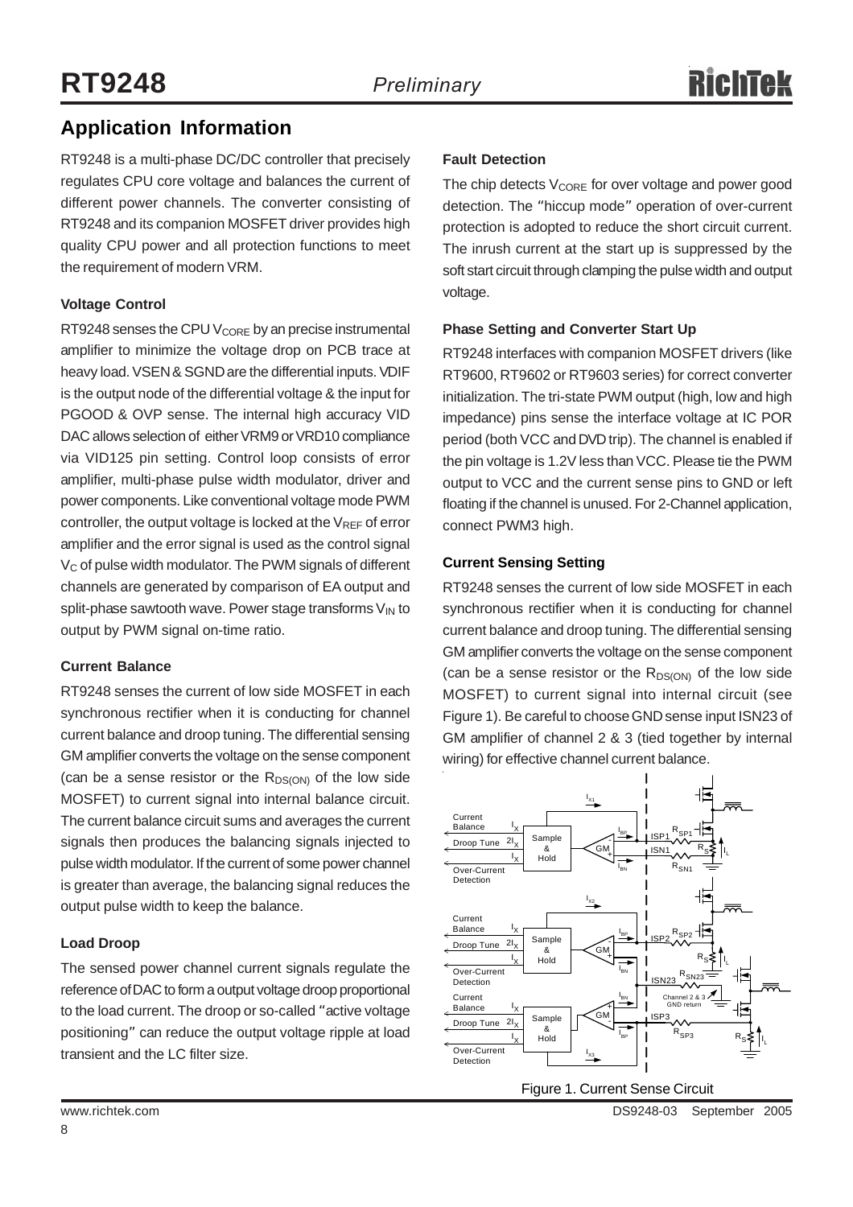## Application Information

RT9248 is a multi-phase DC/DC controller that precisely regulates CPU core voltage and balances the current of different power channels. The converter consisting of RT9248 and its companion MOSFET driver provides high quality CPU power and all protection functions to meet the requirement of modern VRM.

### Voltage Control

RT9248 senses the CPU $V_{CORE}$ by an precise instrumental amplifier to minimize the voltage drop on PCB trace at heavy load. VSEN & SGND are the differential inputs. VDIF is the output node of the differential voltage & the input for PGOOD & OVP sense. The internal high accuracy VID DAC allows selection of either VRM9 or VRD10 compliance via VID125 pin setting. Control loop consists of error amplifier, multi-phase pulse width modulator, driver and power components. Like conventional voltage mode PWM controller, the output voltage is locked at the $V_{REF}$ of error amplifier and the error signal is used as the control signal $V_C$ of pulse width modulator. The PWM signals of different channels are generated by comparison of EA output and split-phase sawtooth wave. Power stage transforms $V_{IN}$ to output by PWM signal on-time ratio.

### Current Balance

RT9248 senses the current of low side MOSFET in each synchronous rectifier when it is conducting for channel current balance and droop tuning. The differential sensing GM amplifier converts the voltage on the sense component (can be a sense resistor or the $R_{DS(ON)}$ of the low side MOSFET) to current signal into internal balance circuit. The current balance circuit sums and averages the current signals then produces the balancing signals injected to pulse width modulator. If the current of some power channel is greater than average, the balancing signal reduces the output pulse width to keep the balance.

### Load Droop

The sensed power channel current signals regulate the reference of DAC to form a output voltage droop proportional to the load current. The droop or so-called "active voltage positioning" can reduce the output voltage ripple at load transient and the LC filter size.

### Fault Detection

The chip detects $V_{CORE}$ for over voltage and power good detection. The "hiccup mode" operation of over-current protection is adopted to reduce the short circuit current. The inrush current at the start up is suppressed by the soft start circuit through clamping the pulse width and output voltage.

### Phase Setting and Converter Start Up

RT9248 interfaces with companion MOSFET drivers (like RT9600, RT9602 or RT9603 series) for correct converter initialization. The tri-state PWM output (high, low and high impedance) pins sense the interface voltage at IC POR period (both VCC and DVD trip). The channel is enabled if the pin voltage is 1.2V less than VCC. Please tie the PWM output to VCC and the current sense pins to GND or left floating if the channel is unused. For 2-Channel application, connect PWM3 high.

### Current Sensing Setting

RT9248 senses the current of low side MOSFET in each synchronous rectifier when it is conducting for channel current balance and droop tuning. The differential sensing GM amplifier converts the voltage on the sense component (can be a sense resistor or the $R_{DS(ON)}$ of the low side MOSFET) to current signal into internal circuit (see Figure 1). Be careful to choose GND sense input ISN23 of GM amplifier of channel 2 & 3 (tied together by internal wiring) for effective channel current balance.

Figure 1. Current Sense Circuit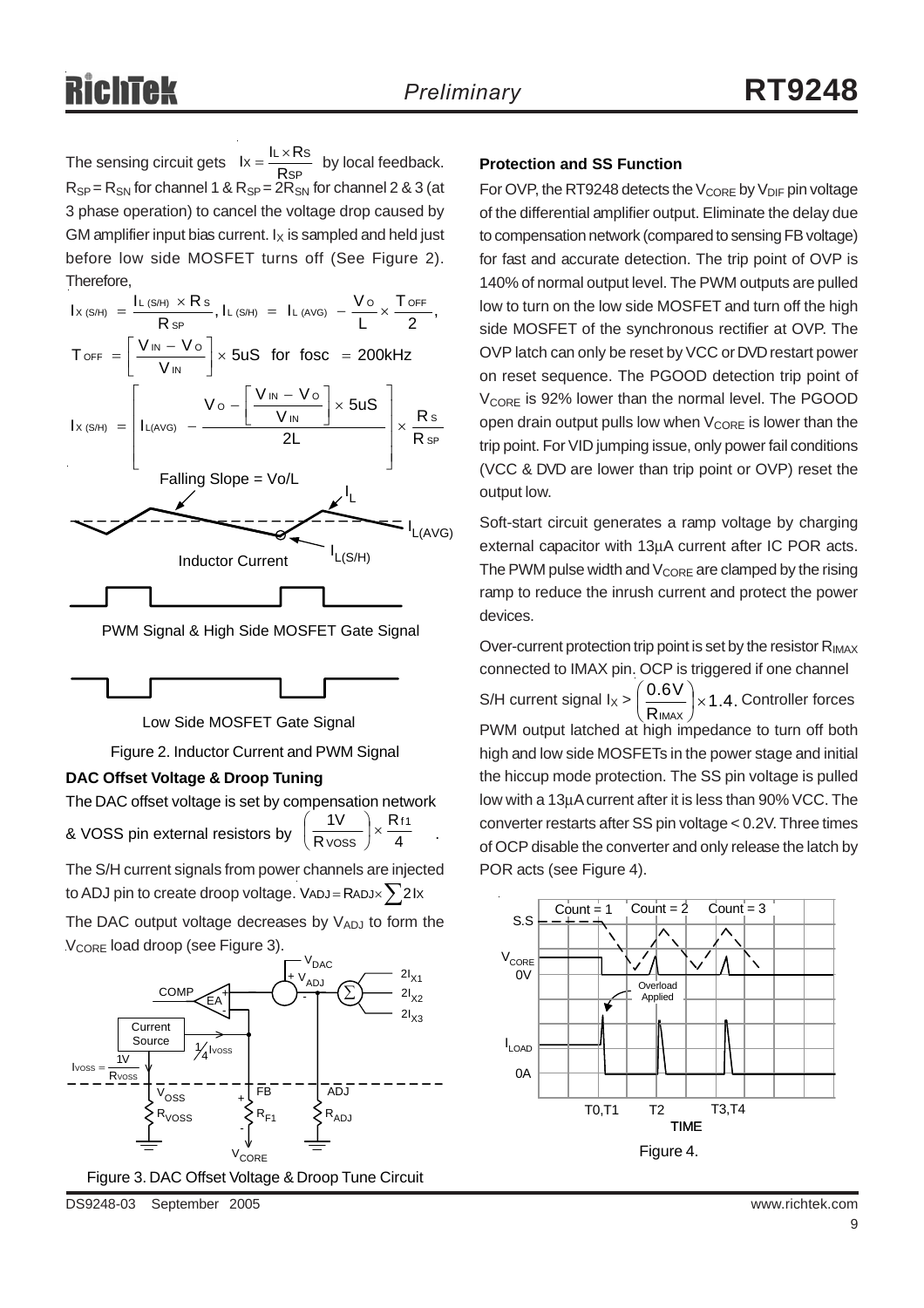The sensing circuit gets $I_X = \frac{I_L \times R_S}{R_{SP}}$ by local feedback. $R_{SP} = R_{SN}$ for channel 1 & $R_{SP} = 2R_{SN}$ for channel 2 & 3 (at 3 phase operation) to cancel the voltage drop caused by GM amplifier input bias current. $I_X$ is sampled and held just before low side MOSFET turns off (See Figure 2). Therefore,

$$I_{X\,(S/H)} = \frac{I_{L\,(S/H)} \times R_S}{R_{SP}},\; I_{L\,(S/H)} = I_{L\,(AVG)} - \frac{V_O}{L} \times \frac{T_{OFF}}{2},$$

$$T_{OFF} = \left[\frac{V_{IN} - V_O}{V_{IN}}\right] \times 5uS \quad \text{for fosc} = 200\text{kHz}$$

$$I_{X\,(S/H)} = \left[ I_{L(AVG)} - \frac{V_O - \left[\frac{V_{IN} - V_O}{V_{IN}}\right] \times 5uS}{2L} \right] \times \frac{R_S}{R_{SP}}$$

Figure 2. Inductor Current and PWM Signal

**DAC Offset Voltage & Droop Tuning**

The DAC offset voltage is set by compensation network & VOSS pin external resistors by $\left(\frac{1V}{R_{VOSS}}\right) \times \frac{R_{f1}}{4}$ .

The S/H current signals from power channels are injected to ADJ pin to create droop voltage. $V_{ADJ} = R_{ADJ} \times \sum 2I_X$

The DAC output voltage decreases by $V_{ADJ}$ to form the $V_{CORE}$ load droop (see Figure 3).

Figure 3. DAC Offset Voltage & Droop Tune Circuit

**Protection and SS Function**

For OVP, the RT9248 detects the $V_{CORE}$ by $V_{DIF}$ pin voltage of the differential amplifier output. Eliminate the delay due to compensation network (compared to sensing FB voltage) for fast and accurate detection. The trip point of OVP is 140% of normal output level. The PWM outputs are pulled low to turn on the low side MOSFET and turn off the high side MOSFET of the synchronous rectifier at OVP. The OVP latch can only be reset by VCC or DVD restart power on reset sequence. The PGOOD detection trip point of $V_{CORE}$ is 92% lower than the normal level. The PGOOD open drain output pulls low when $V_{CORE}$ is lower than the trip point. For VID jumping issue, only power fail conditions (VCC & DVD are lower than trip point or OVP) reset the output low.

Soft-start circuit generates a ramp voltage by charging external capacitor with 13μA current after IC POR acts. The PWM pulse width and $V_{CORE}$ are clamped by the rising ramp to reduce the inrush current and protect the power devices.

Over-current protection trip point is set by the resistor $R_{IMAX}$ connected to IMAX pin. OCP is triggered if one channel S/H current signal $I_X > \left(\frac{0.6V}{R_{IMAX}}\right) \times 1.4$. Controller forces PWM output latched at high impedance to turn off both high and low side MOSFETs in the power stage and initial the hiccup mode protection. The SS pin voltage is pulled low with a 13μA current after it is less than 90% VCC. The converter restarts after SS pin voltage < 0.2V. Three times of OCP disable the converter and only release the latch by POR acts (see Figure 4).

Figure 4.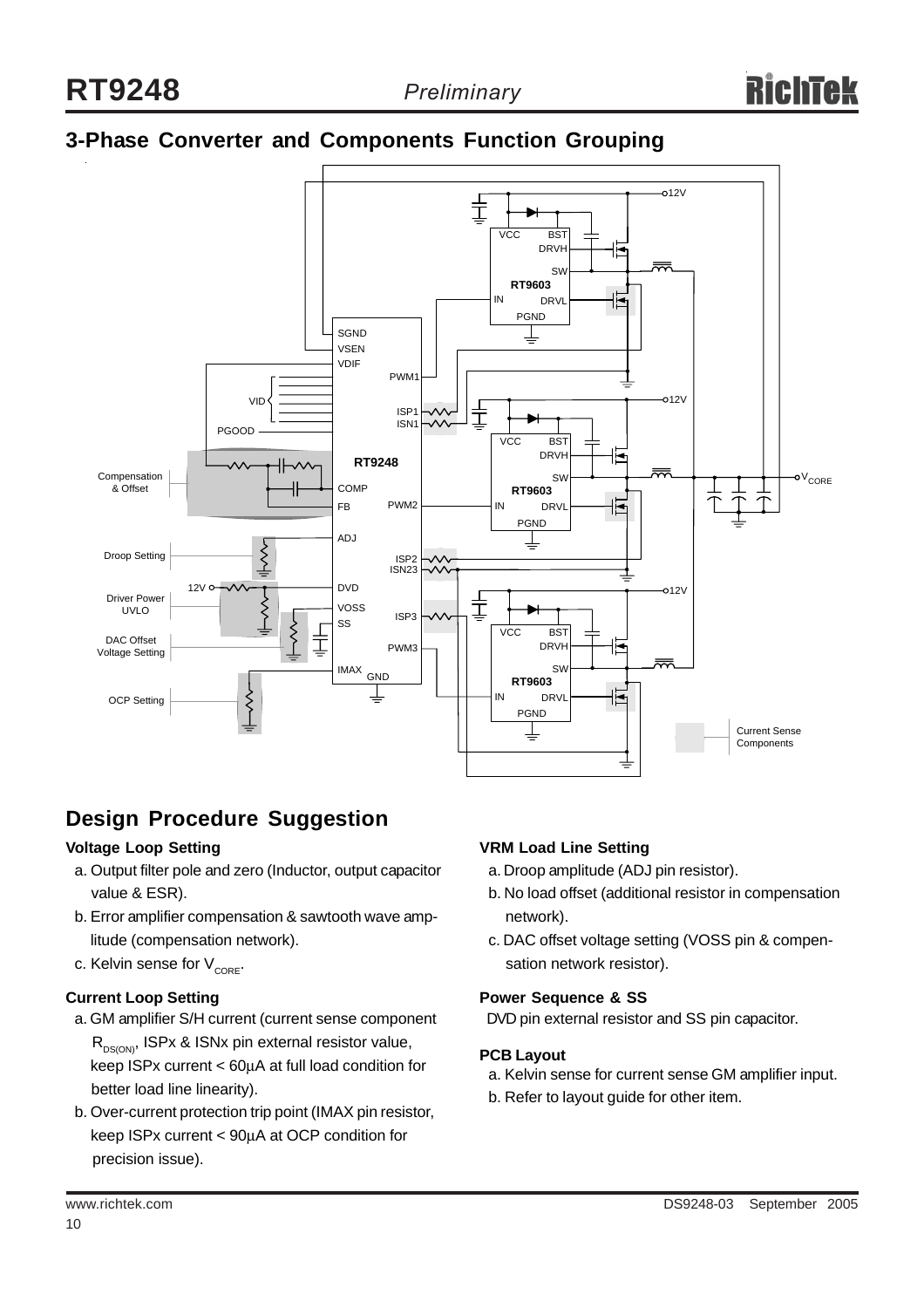## 3-Phase Converter and Components Function Grouping

## Design Procedure Suggestion

**Voltage Loop Setting**

a. Output filter pole and zero (Inductor, output capacitor value & ESR).

b. Error amplifier compensation & sawtooth wave amplitude (compensation network).

c. Kelvin sense for $V_{CORE}$.

**Current Loop Setting**

a. GM amplifier S/H current (current sense component $R_{DS(ON)}$, ISPx & ISNx pin external resistor value, keep ISPx current < 60μA at full load condition for better load line linearity).

b. Over-current protection trip point (IMAX pin resistor, keep ISPx current < 90μA at OCP condition for precision issue).

**VRM Load Line Setting**

a. Droop amplitude (ADJ pin resistor).

b. No load offset (additional resistor in compensation network).

c. DAC offset voltage setting (VOSS pin & compensation network resistor).

**Power Sequence & SS**

DVD pin external resistor and SS pin capacitor.

**PCB Layout**

a. Kelvin sense for current sense GM amplifier input.

b. Refer to layout guide for other item.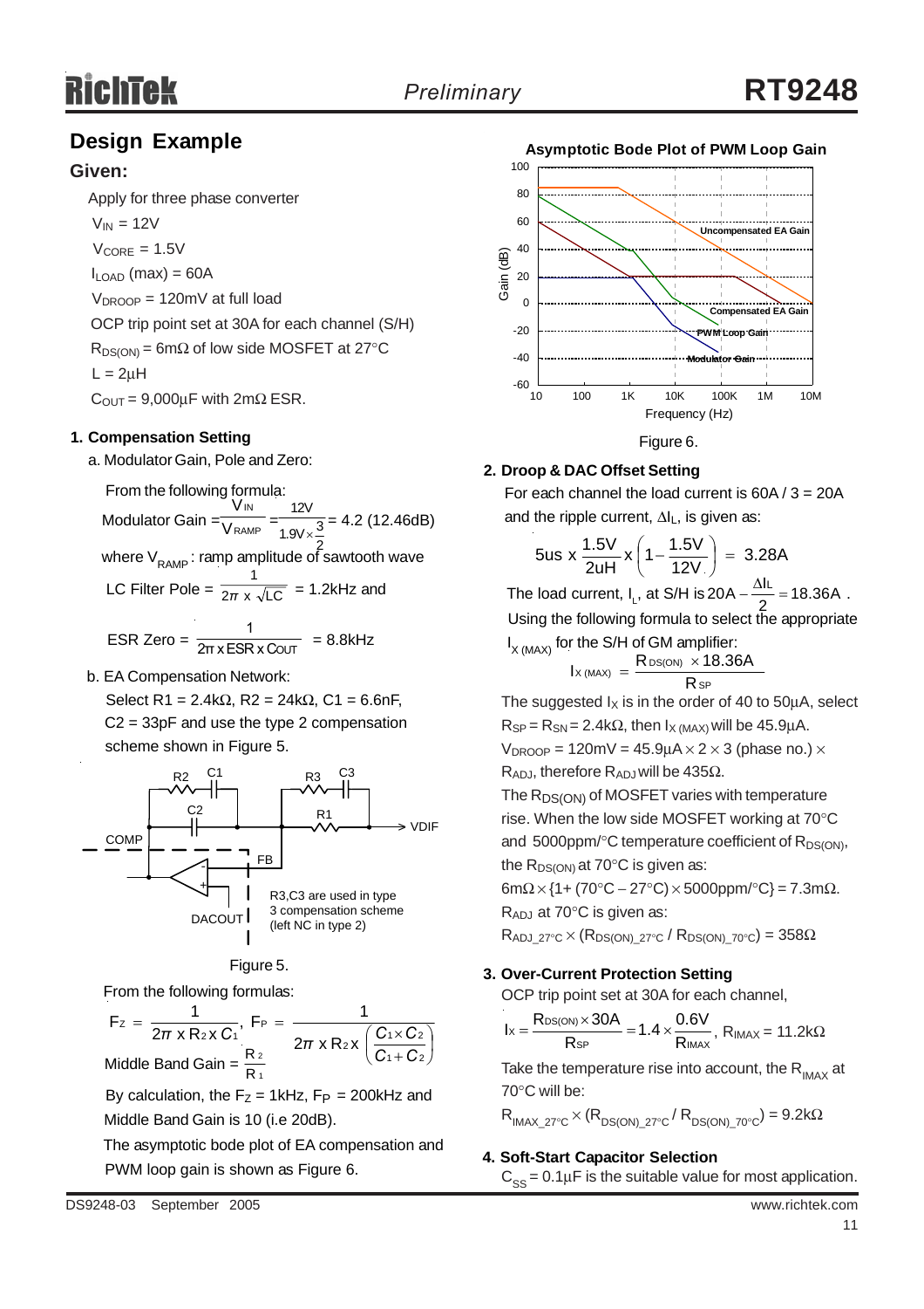## Design Example

### Given:

Apply for three phase converter

$V_{IN}$ = 12V

$V_{CORE}$ = 1.5V

$I_{LOAD}$ (max) = 60A

$V_{DROOP}$ = 120mV at full load

OCP trip point set at 30A for each channel (S/H)

$R_{DS(ON)}$ = 6mΩ of low side MOSFET at 27°C

L = 2μH

$C_{OUT}$ = 9,000μF with 2mΩ ESR.

#### 1. Compensation Setting

a. Modulator Gain, Pole and Zero:

From the following formula:

$$\text{Modulator Gain} = \frac{V_{IN}}{V_{RAMP}} = \frac{12V}{1.9V \times \frac{3}{2}} = 4.2 \text{ (12.46dB)}$$

where $V_{RAMP}$ : ramp amplitude of sawtooth wave

$$\text{LC Filter Pole} = \frac{1}{2\pi \times \sqrt{LC}} = 1.2\text{kHz and}$$

$$\text{ESR Zero} = \frac{1}{2\pi \times ESR \times C_{OUT}} = 8.8\text{kHz}$$

b. EA Compensation Network:

Select R1 = 2.4kΩ, R2 = 24kΩ, C1 = 6.6nF, C2 = 33pF and use the type 2 compensation scheme shown in Figure 5.

R3,C3 are used in type 3 compensation scheme (left NC in type 2)

Figure 5.

From the following formulas:

$$F_Z = \frac{1}{2\pi \times R_2 \times C_1},\ F_P = \frac{1}{2\pi \times R_2 \times \left(\frac{C_1 \times C_2}{C_1 + C_2}\right)}$$

$$\text{Middle Band Gain} = \frac{R_2}{R_1}$$

By calculation, the $F_Z$ = 1kHz, $F_P$ = 200kHz and Middle Band Gain is 10 (i.e 20dB).

The asymptotic bode plot of EA compensation and PWM loop gain is shown as Figure 6.

**Asymptotic Bode Plot of PWM Loop Gain**

Figure 6.

#### 2. Droop & DAC Offset Setting

For each channel the load current is 60A / 3 = 20A and the ripple current, $\Delta I_L$, is given as:

$$5\text{us} \times \frac{1.5V}{2\text{uH}} \times \left(1 - \frac{1.5V}{12V}\right) = 3.28A$$

The load current, $I_L$, at S/H is $20A - \frac{\Delta I_L}{2} = 18.36A$ .

Using the following formula to select the appropriate $I_{X\ (MAX)}$ for the S/H of GM amplifier:

$$I_{X\ (MAX)} = \frac{R_{DS(ON)} \times 18.36A}{R_{SP}}$$

The suggested $I_X$ is in the order of 40 to 50μA, select $R_{SP} = R_{SN}$ = 2.4kΩ, then $I_{X\ (MAX)}$ will be 45.9μA.

$V_{DROOP}$ = 120mV = 45.9μA × 2 × 3 (phase no.) × $R_{ADJ}$, therefore $R_{ADJ}$ will be 435Ω.

The $R_{DS(ON)}$ of MOSFET varies with temperature rise. When the low side MOSFET working at 70°C and 5000ppm/°C temperature coefficient of $R_{DS(ON)}$, the $R_{DS(ON)}$ at 70°C is given as:

6mΩ × {1+ (70°C − 27°C) × 5000ppm/°C} = 7.3mΩ.

$R_{ADJ}$ at 70°C is given as:

$R_{ADJ\_27°C}$ × ($R_{DS(ON)\_27°C}$ / $R_{DS(ON)\_70°C}$) = 358Ω

#### 3. Over-Current Protection Setting

OCP trip point set at 30A for each channel,

$$I_X = \frac{R_{DS(ON)} \times 30A}{R_{SP}} = 1.4 \times \frac{0.6V}{R_{IMAX}},\ R_{IMAX} = 11.2k\Omega$$

Take the temperature rise into account, the $R_{IMAX}$ at 70°C will be:

$R_{IMAX\_27°C}$ × ($R_{DS(ON)\_27°C}$ / $R_{DS(ON)\_70°C}$) = 9.2kΩ

#### 4. Soft-Start Capacitor Selection

$C_{SS}$ = 0.1μF is the suitable value for most application.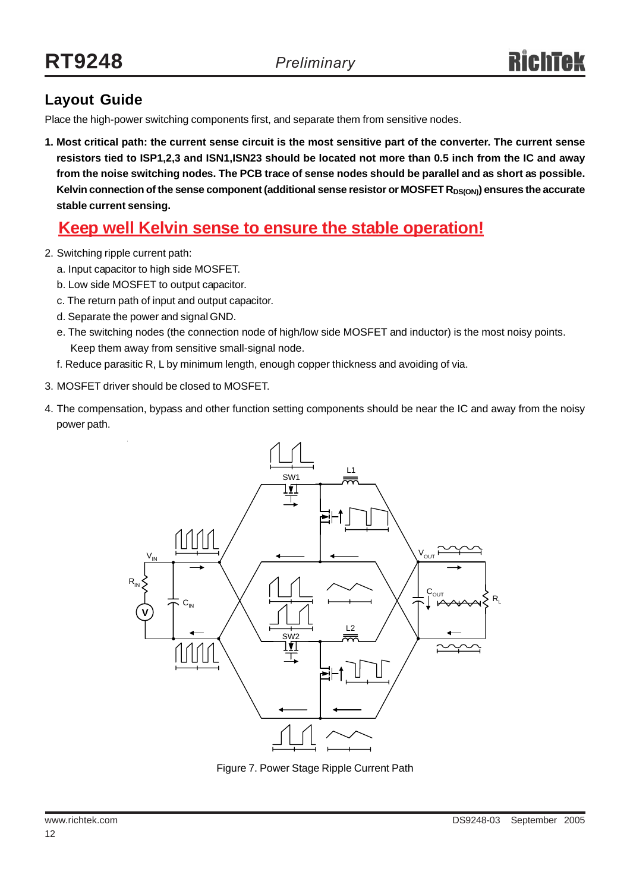## Layout Guide

Place the high-power switching components first, and separate them from sensitive nodes.

1. **Most critical path: the current sense circuit is the most sensitive part of the converter. The current sense resistors tied to ISP1,2,3 and ISN1,ISN23 should be located not more than 0.5 inch from the IC and away from the noise switching nodes. The PCB trace of sense nodes should be parallel and as short as possible. Kelvin connection of the sense component (additional sense resistor or MOSFET $R_{DS(ON)}$) ensures the accurate stable current sensing.**

   **Keep well Kelvin sense to ensure the stable operation!**

2. Switching ripple current path:
   a. Input capacitor to high side MOSFET.
   b. Low side MOSFET to output capacitor.
   c. The return path of input and output capacitor.
   d. Separate the power and signal GND.
   e. The switching nodes (the connection node of high/low side MOSFET and inductor) is the most noisy points. Keep them away from sensitive small-signal node.
   f. Reduce parasitic R, L by minimum length, enough copper thickness and avoiding of via.

3. MOSFET driver should be closed to MOSFET.

4. The compensation, bypass and other function setting components should be near the IC and away from the noisy power path.

Figure 7. Power Stage Ripple Current Path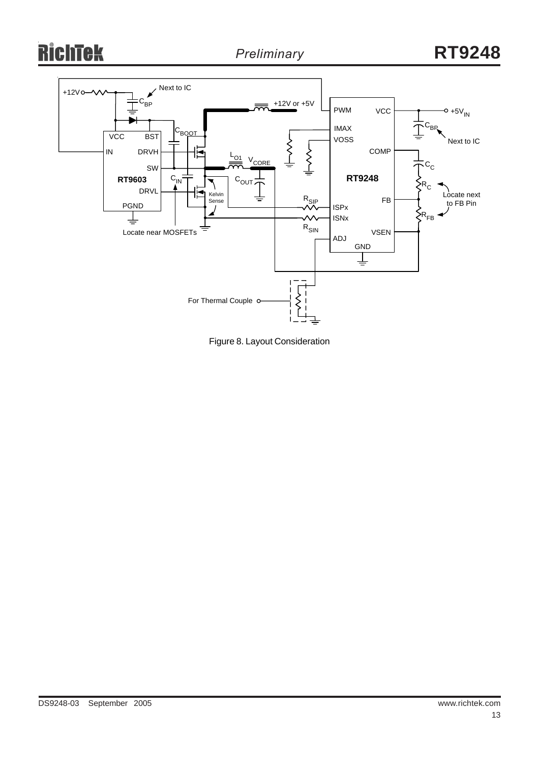Figure 8. Layout Consideration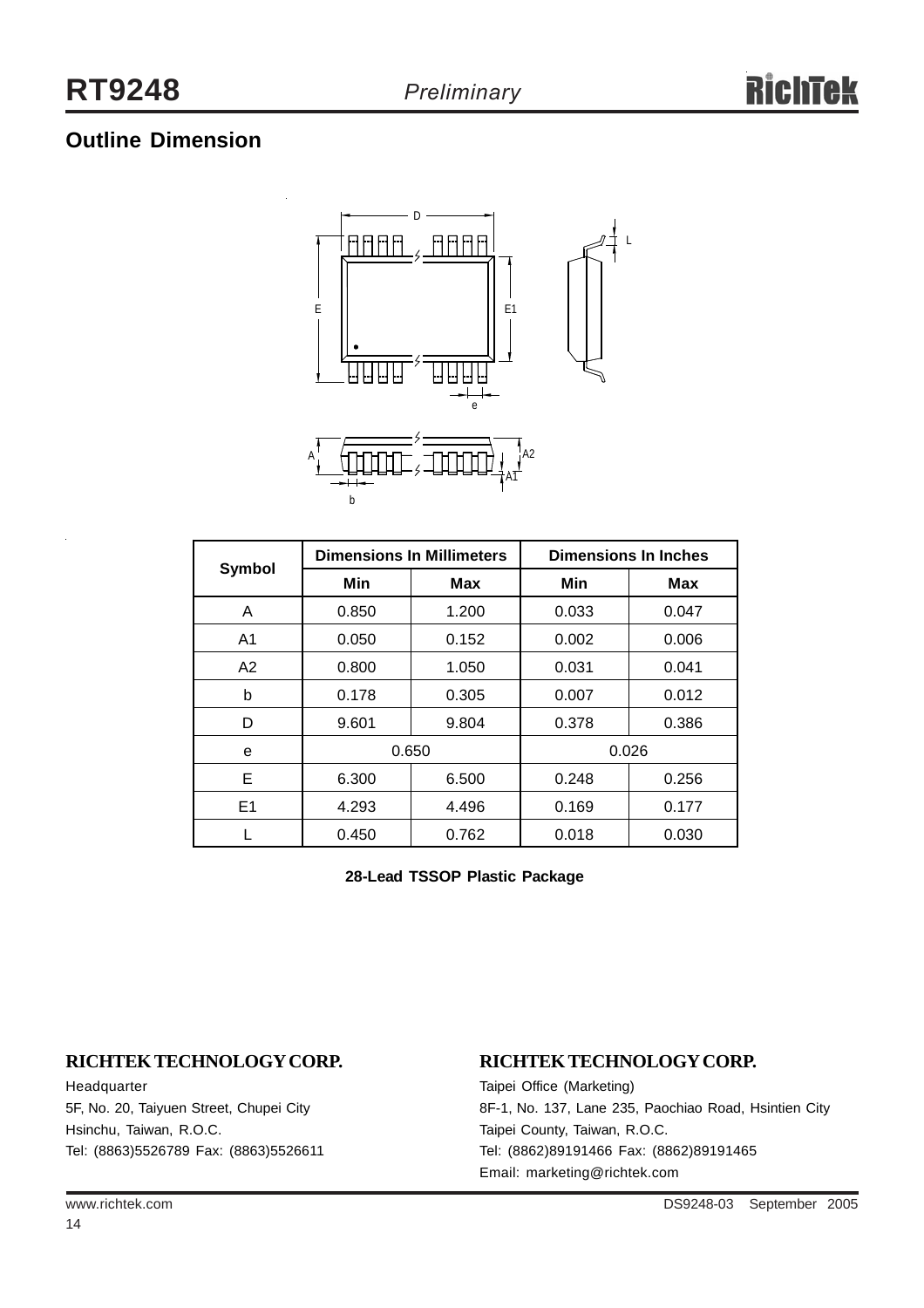## Outline Dimension

D
L
E
E1
e
A
A2
A1
b

| Symbol | Dimensions In Millimeters | | Dimensions In Inches | |
|---|---|---|---|---|
| | Min | Max | Min | Max |
| A | 0.850 | 1.200 | 0.033 | 0.047 |
| A1 | 0.050 | 0.152 | 0.002 | 0.006 |
| A2 | 0.800 | 1.050 | 0.031 | 0.041 |
| b | 0.178 | 0.305 | 0.007 | 0.012 |
| D | 9.601 | 9.804 | 0.378 | 0.386 |
| e | 0.650 | | 0.026 | |
| E | 6.300 | 6.500 | 0.248 | 0.256 |
| E1 | 4.293 | 4.496 | 0.169 | 0.177 |
| L | 0.450 | 0.762 | 0.018 | 0.030 |

**28-Lead TSSOP Plastic Package**

**RICHTEK TECHNOLOGY CORP.**

Headquarter
5F, No. 20, Taiyuen Street, Chupei City
Hsinchu, Taiwan, R.O.C.
Tel: (8863)5526789 Fax: (8863)5526611

**RICHTEK TECHNOLOGY CORP.**

Taipei Office (Marketing)
8F-1, No. 137, Lane 235, Paochiao Road, Hsintien City
Taipei County, Taiwan, R.O.C.
Tel: (8862)89191466 Fax: (8862)89191465
Email: marketing@richtek.com